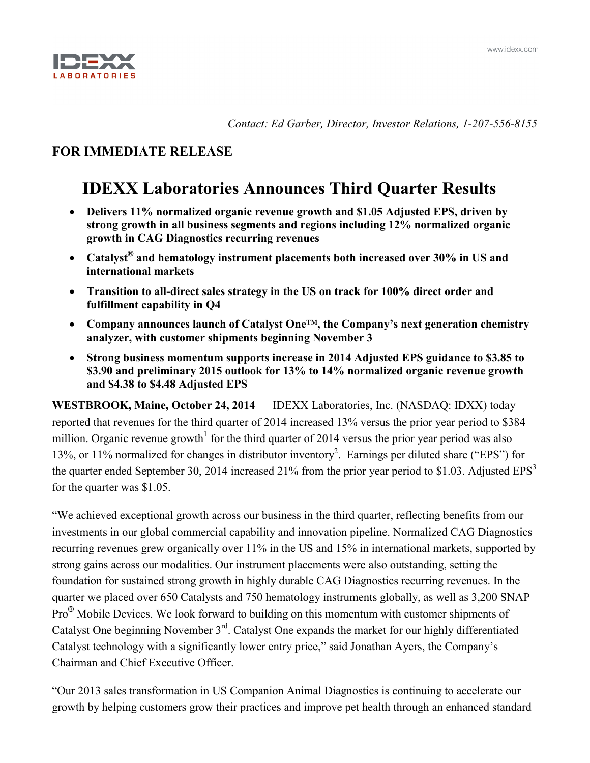*Contact: Ed Garber, Director, Investor Relations, 1-207-556-8155*

**FOR IMMEDIATE RELEASE**

# IDEXX Laboratories Announces Third Quarter Results

- **Delivers 11% normalized organic revenue growth and $1.05 Adjusted EPS, driven by strong growth in all business segments and regions including 12% normalized organic growth in CAG Diagnostics recurring revenues**
- **Catalyst® and hematology instrument placements both increased over 30% in US and international markets**
- **Transition to all-direct sales strategy in the US on track for 100% direct order and fulfillment capability in Q4**
- **Company announces launch of Catalyst One™, the Company's next generation chemistry analyzer, with customer shipments beginning November 3**
- **Strong business momentum supports increase in 2014 Adjusted EPS guidance to $3.85 to $3.90 and preliminary 2015 outlook for 13% to 14% normalized organic revenue growth and $4.38 to $4.48 Adjusted EPS**

**WESTBROOK, Maine, October 24, 2014** — IDEXX Laboratories, Inc. (NASDAQ: IDXX) today reported that revenues for the third quarter of 2014 increased 13% versus the prior year period to $384 million. Organic revenue growth[1] for the third quarter of 2014 versus the prior year period was also 13%, or 11% normalized for changes in distributor inventory[2]. Earnings per diluted share ("EPS") for the quarter ended September 30, 2014 increased 21% from the prior year period to $1.03. Adjusted EPS[3] for the quarter was $1.05.

"We achieved exceptional growth across our business in the third quarter, reflecting benefits from our investments in our global commercial capability and innovation pipeline. Normalized CAG Diagnostics recurring revenues grew organically over 11% in the US and 15% in international markets, supported by strong gains across our modalities. Our instrument placements were also outstanding, setting the foundation for sustained strong growth in highly durable CAG Diagnostics recurring revenues. In the quarter we placed over 650 Catalysts and 750 hematology instruments globally, as well as 3,200 SNAP Pro® Mobile Devices. We look forward to building on this momentum with customer shipments of Catalyst One beginning November 3rd. Catalyst One expands the market for our highly differentiated Catalyst technology with a significantly lower entry price," said Jonathan Ayers, the Company's Chairman and Chief Executive Officer.

"Our 2013 sales transformation in US Companion Animal Diagnostics is continuing to accelerate our growth by helping customers grow their practices and improve pet health through an enhanced standard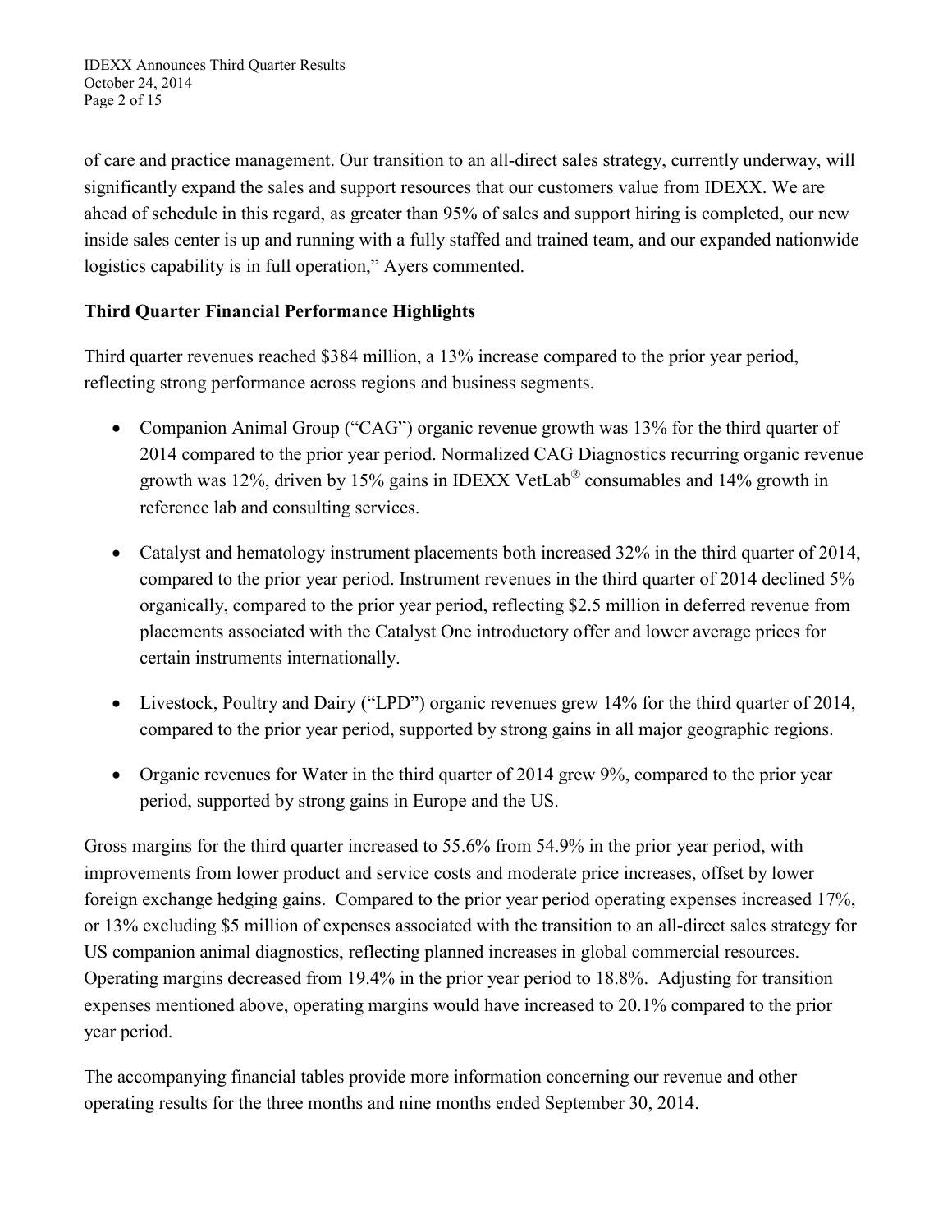of care and practice management. Our transition to an all-direct sales strategy, currently underway, will significantly expand the sales and support resources that our customers value from IDEXX. We are ahead of schedule in this regard, as greater than 95% of sales and support hiring is completed, our new inside sales center is up and running with a fully staffed and trained team, and our expanded nationwide logistics capability is in full operation," Ayers commented.

**Third Quarter Financial Performance Highlights**

Third quarter revenues reached $384 million, a 13% increase compared to the prior year period, reflecting strong performance across regions and business segments.

- Companion Animal Group ("CAG") organic revenue growth was 13% for the third quarter of 2014 compared to the prior year period. Normalized CAG Diagnostics recurring organic revenue growth was 12%, driven by 15% gains in IDEXX VetLab® consumables and 14% growth in reference lab and consulting services.
- Catalyst and hematology instrument placements both increased 32% in the third quarter of 2014, compared to the prior year period. Instrument revenues in the third quarter of 2014 declined 5% organically, compared to the prior year period, reflecting $2.5 million in deferred revenue from placements associated with the Catalyst One introductory offer and lower average prices for certain instruments internationally.
- Livestock, Poultry and Dairy ("LPD") organic revenues grew 14% for the third quarter of 2014, compared to the prior year period, supported by strong gains in all major geographic regions.
- Organic revenues for Water in the third quarter of 2014 grew 9%, compared to the prior year period, supported by strong gains in Europe and the US.

Gross margins for the third quarter increased to 55.6% from 54.9% in the prior year period, with improvements from lower product and service costs and moderate price increases, offset by lower foreign exchange hedging gains. Compared to the prior year period operating expenses increased 17%, or 13% excluding $5 million of expenses associated with the transition to an all-direct sales strategy for US companion animal diagnostics, reflecting planned increases in global commercial resources. Operating margins decreased from 19.4% in the prior year period to 18.8%. Adjusting for transition expenses mentioned above, operating margins would have increased to 20.1% compared to the prior year period.

The accompanying financial tables provide more information concerning our revenue and other operating results for the three months and nine months ended September 30, 2014.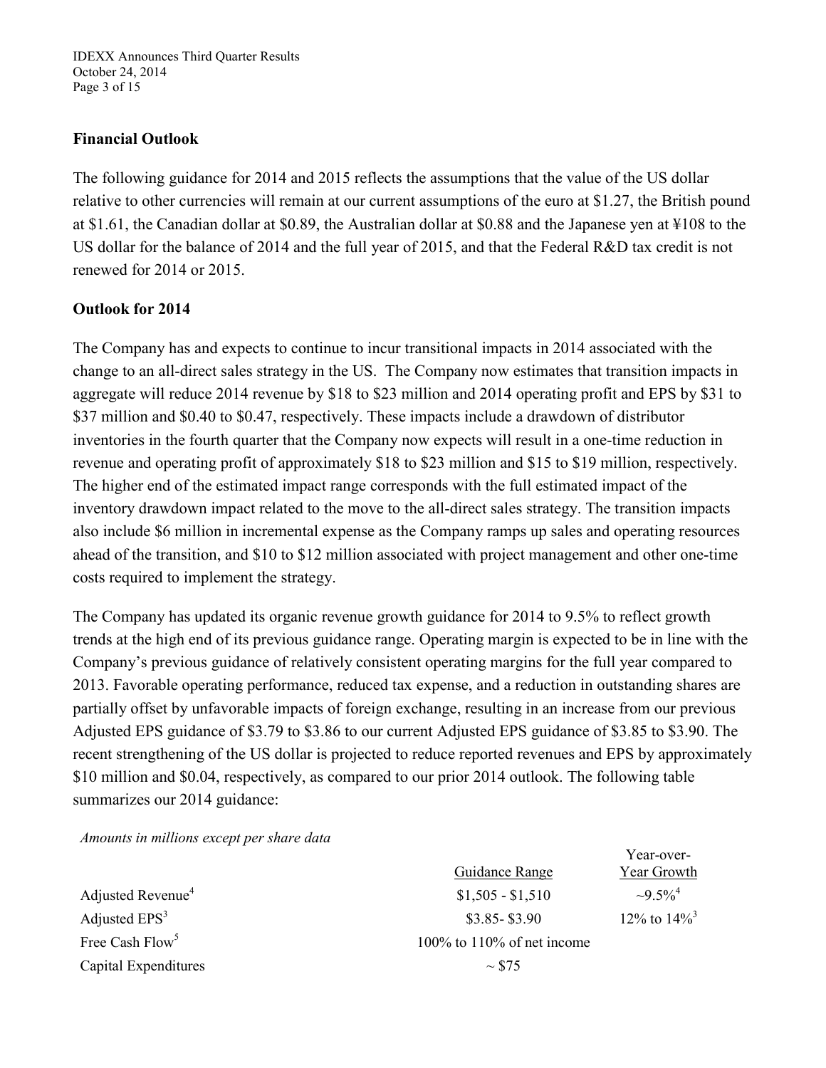## Financial Outlook

The following guidance for 2014 and 2015 reflects the assumptions that the value of the US dollar relative to other currencies will remain at our current assumptions of the euro at $1.27, the British pound at $1.61, the Canadian dollar at $0.89, the Australian dollar at $0.88 and the Japanese yen at ¥108 to the US dollar for the balance of 2014 and the full year of 2015, and that the Federal R&D tax credit is not renewed for 2014 or 2015.

## Outlook for 2014

The Company has and expects to continue to incur transitional impacts in 2014 associated with the change to an all-direct sales strategy in the US. The Company now estimates that transition impacts in aggregate will reduce 2014 revenue by $18 to $23 million and 2014 operating profit and EPS by $31 to $37 million and $0.40 to $0.47, respectively. These impacts include a drawdown of distributor inventories in the fourth quarter that the Company now expects will result in a one-time reduction in revenue and operating profit of approximately $18 to $23 million and $15 to $19 million, respectively. The higher end of the estimated impact range corresponds with the full estimated impact of the inventory drawdown impact related to the move to the all-direct sales strategy. The transition impacts also include $6 million in incremental expense as the Company ramps up sales and operating resources ahead of the transition, and $10 to $12 million associated with project management and other one-time costs required to implement the strategy.

The Company has updated its organic revenue growth guidance for 2014 to 9.5% to reflect growth trends at the high end of its previous guidance range. Operating margin is expected to be in line with the Company's previous guidance of relatively consistent operating margins for the full year compared to 2013. Favorable operating performance, reduced tax expense, and a reduction in outstanding shares are partially offset by unfavorable impacts of foreign exchange, resulting in an increase from our previous Adjusted EPS guidance of $3.79 to $3.86 to our current Adjusted EPS guidance of $3.85 to $3.90. The recent strengthening of the US dollar is projected to reduce reported revenues and EPS by approximately $10 million and $0.04, respectively, as compared to our prior 2014 outlook. The following table summarizes our 2014 guidance:

*Amounts in millions except per share data*

| | Guidance Range | Year-over-Year Growth |
|---|---|---|
| Adjusted Revenue[4] | $1,505 - $1,510 | ~9.5%[4] |
| Adjusted EPS[3] | $3.85- $3.90 | 12% to 14%[3] |
| Free Cash Flow[5] | 100% to 110% of net income | |
| Capital Expenditures | ~ $75 | |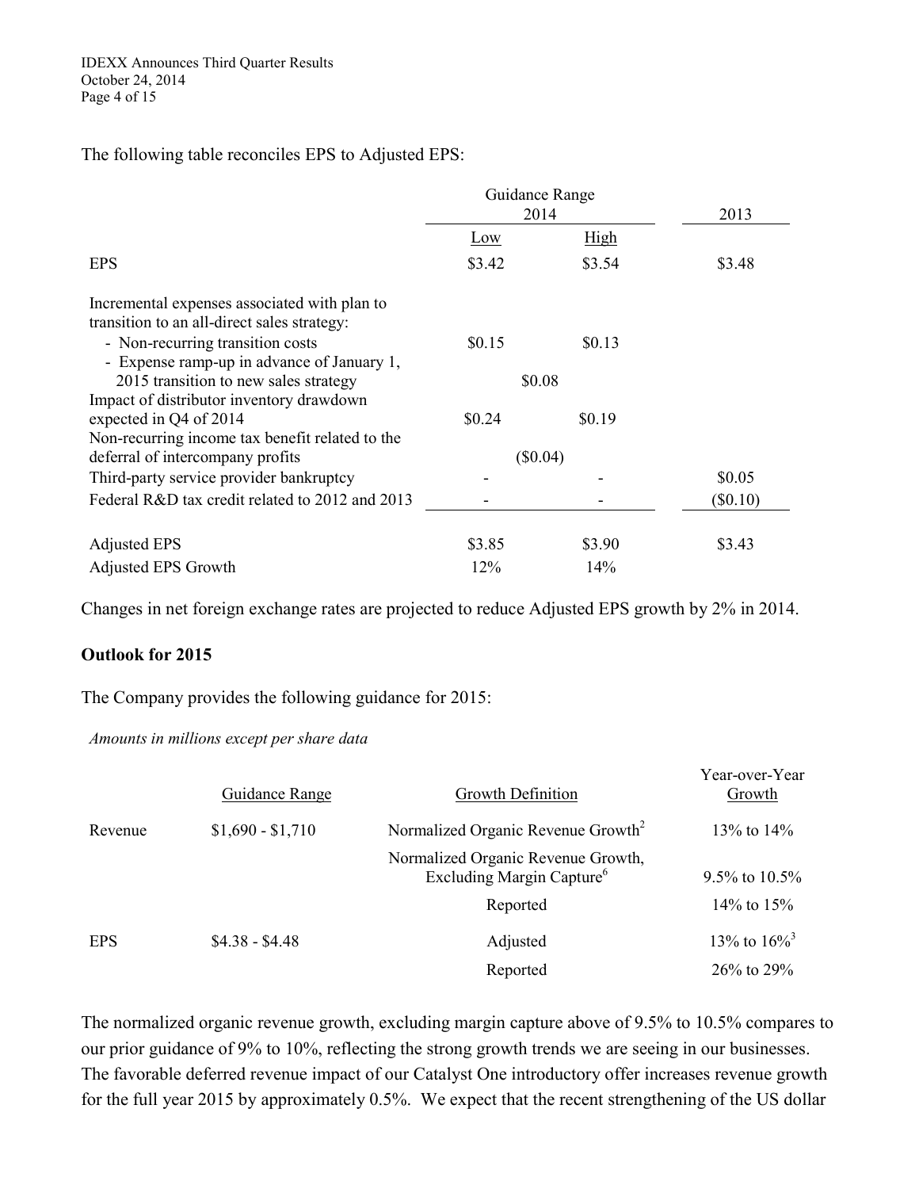The following table reconciles EPS to Adjusted EPS:

| | Guidance Range 2014 | | 2013 |
|---|---|---|---|
| | Low | High | |
| EPS | $3.42 | $3.54 | $3.48 |
| Incremental expenses associated with plan to transition to an all-direct sales strategy: | | | |
| - Non-recurring transition costs | $0.15 | $0.13 | |
| - Expense ramp-up in advance of January 1, 2015 transition to new sales strategy | $0.08 | $0.08 | |
| Impact of distributor inventory drawdown expected in Q4 of 2014 | $0.24 | $0.19 | |
| Non-recurring income tax benefit related to the deferral of intercompany profits | ($0.04) | ($0.04) | |
| Third-party service provider bankruptcy | - | - | $0.05 |
| Federal R&D tax credit related to 2012 and 2013 | - | - | ($0.10) |
| Adjusted EPS | $3.85 | $3.90 | $3.43 |
| Adjusted EPS Growth | 12% | 14% | |

Changes in net foreign exchange rates are projected to reduce Adjusted EPS growth by 2% in 2014.

**Outlook for 2015**

The Company provides the following guidance for 2015:

*Amounts in millions except per share data*

| | Guidance Range | Growth Definition | Year-over-Year Growth |
|---|---|---|---|
| Revenue | $1,690 - $1,710 | Normalized Organic Revenue Growth[2] | 13% to 14% |
| | | Normalized Organic Revenue Growth, Excluding Margin Capture[6] | 9.5% to 10.5% |
| | | Reported | 14% to 15% |
| EPS | $4.38 - $4.48 | Adjusted | 13% to 16%[3] |
| | | Reported | 26% to 29% |

The normalized organic revenue growth, excluding margin capture above of 9.5% to 10.5% compares to our prior guidance of 9% to 10%, reflecting the strong growth trends we are seeing in our businesses. The favorable deferred revenue impact of our Catalyst One introductory offer increases revenue growth for the full year 2015 by approximately 0.5%. We expect that the recent strengthening of the US dollar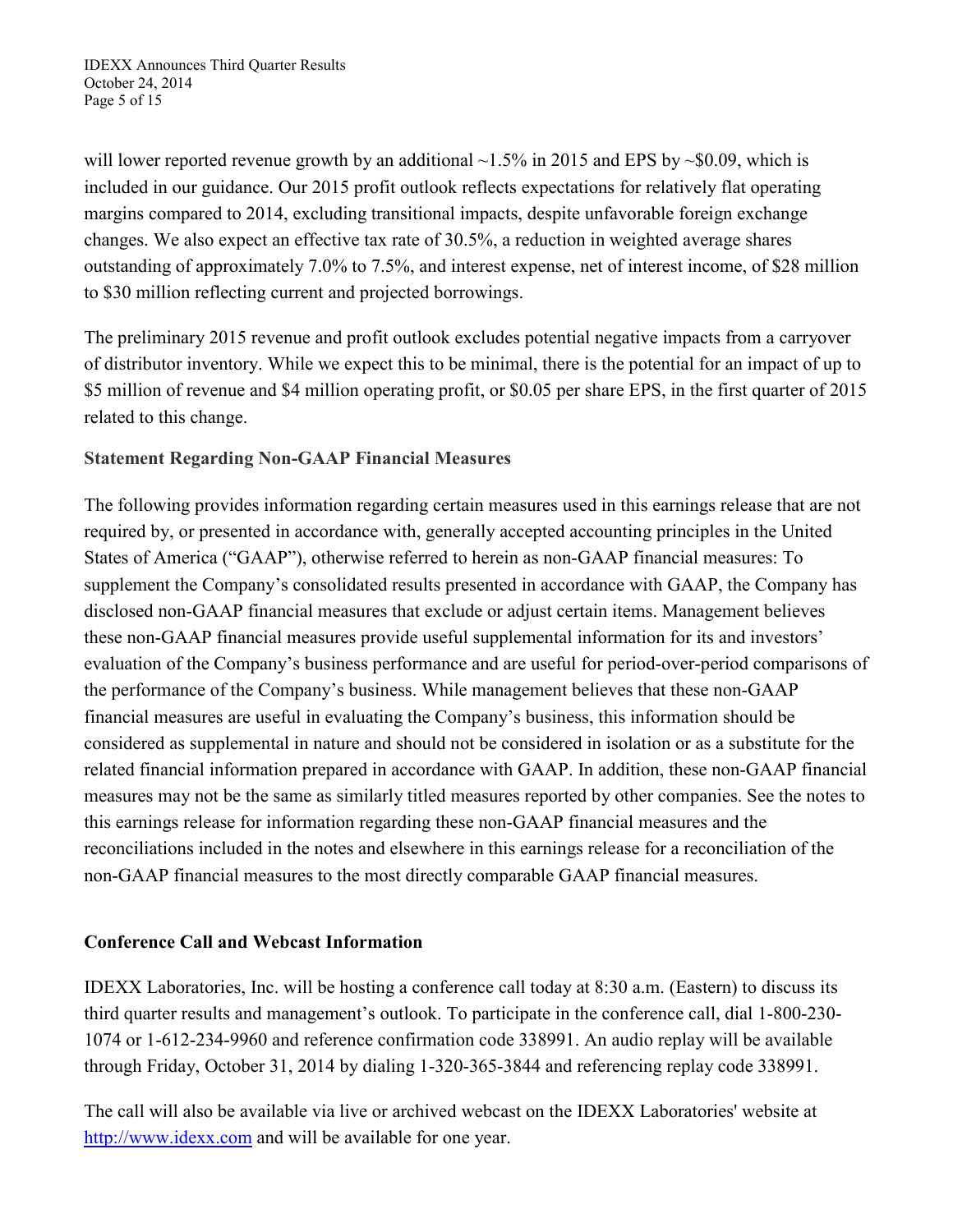will lower reported revenue growth by an additional ~1.5% in 2015 and EPS by ~$0.09, which is included in our guidance. Our 2015 profit outlook reflects expectations for relatively flat operating margins compared to 2014, excluding transitional impacts, despite unfavorable foreign exchange changes. We also expect an effective tax rate of 30.5%, a reduction in weighted average shares outstanding of approximately 7.0% to 7.5%, and interest expense, net of interest income, of $28 million to $30 million reflecting current and projected borrowings.

The preliminary 2015 revenue and profit outlook excludes potential negative impacts from a carryover of distributor inventory. While we expect this to be minimal, there is the potential for an impact of up to $5 million of revenue and $4 million operating profit, or $0.05 per share EPS, in the first quarter of 2015 related to this change.

### Statement Regarding Non-GAAP Financial Measures

The following provides information regarding certain measures used in this earnings release that are not required by, or presented in accordance with, generally accepted accounting principles in the United States of America ("GAAP"), otherwise referred to herein as non-GAAP financial measures: To supplement the Company's consolidated results presented in accordance with GAAP, the Company has disclosed non-GAAP financial measures that exclude or adjust certain items. Management believes these non-GAAP financial measures provide useful supplemental information for its and investors' evaluation of the Company's business performance and are useful for period-over-period comparisons of the performance of the Company's business. While management believes that these non-GAAP financial measures are useful in evaluating the Company's business, this information should be considered as supplemental in nature and should not be considered in isolation or as a substitute for the related financial information prepared in accordance with GAAP. In addition, these non-GAAP financial measures may not be the same as similarly titled measures reported by other companies. See the notes to this earnings release for information regarding these non-GAAP financial measures and the reconciliations included in the notes and elsewhere in this earnings release for a reconciliation of the non-GAAP financial measures to the most directly comparable GAAP financial measures.

### Conference Call and Webcast Information

IDEXX Laboratories, Inc. will be hosting a conference call today at 8:30 a.m. (Eastern) to discuss its third quarter results and management's outlook. To participate in the conference call, dial 1-800-230-1074 or 1-612-234-9960 and reference confirmation code 338991. An audio replay will be available through Friday, October 31, 2014 by dialing 1-320-365-3844 and referencing replay code 338991.

The call will also be available via live or archived webcast on the IDEXX Laboratories' website at [http://www.idexx.com](http://www.idexx.com) and will be available for one year.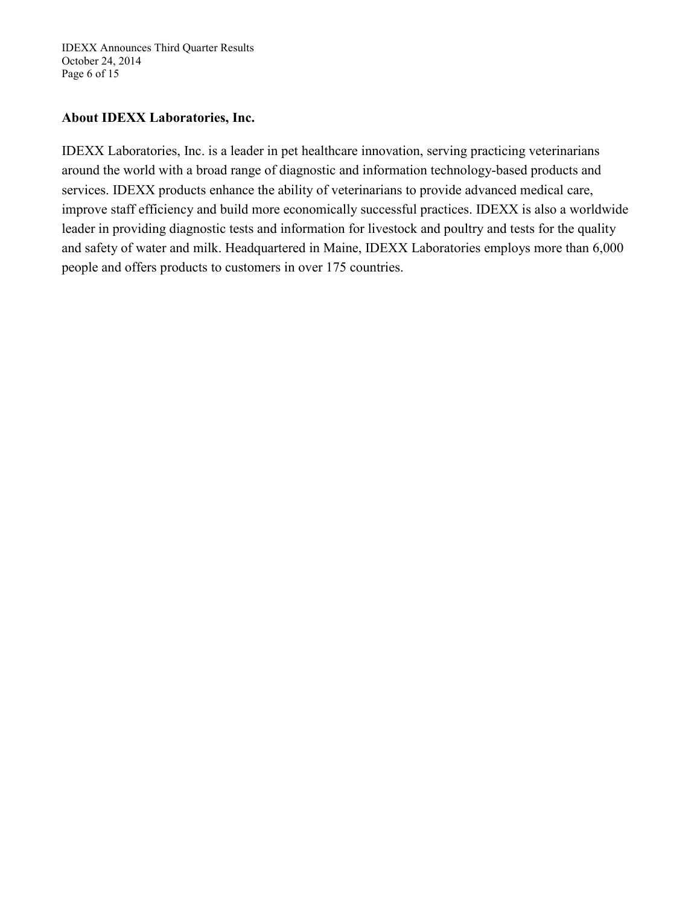## About IDEXX Laboratories, Inc.

IDEXX Laboratories, Inc. is a leader in pet healthcare innovation, serving practicing veterinarians around the world with a broad range of diagnostic and information technology-based products and services. IDEXX products enhance the ability of veterinarians to provide advanced medical care, improve staff efficiency and build more economically successful practices. IDEXX is also a worldwide leader in providing diagnostic tests and information for livestock and poultry and tests for the quality and safety of water and milk. Headquartered in Maine, IDEXX Laboratories employs more than 6,000 people and offers products to customers in over 175 countries.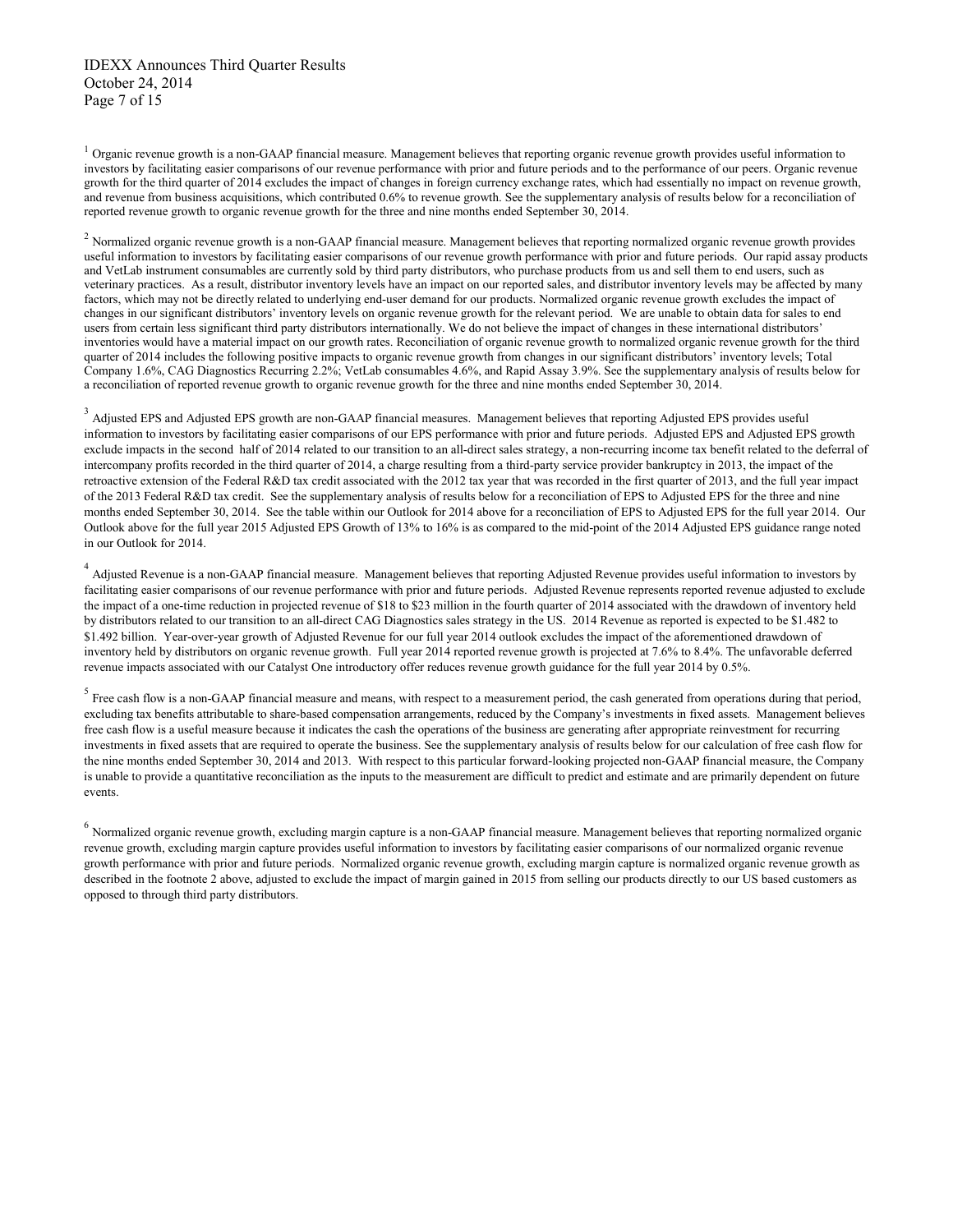[1] Organic revenue growth is a non-GAAP financial measure. Management believes that reporting organic revenue growth provides useful information to investors by facilitating easier comparisons of our revenue performance with prior and future periods and to the performance of our peers. Organic revenue growth for the third quarter of 2014 excludes the impact of changes in foreign currency exchange rates, which had essentially no impact on revenue growth, and revenue from business acquisitions, which contributed 0.6% to revenue growth. See the supplementary analysis of results below for a reconciliation of reported revenue growth to organic revenue growth for the three and nine months ended September 30, 2014.

[2] Normalized organic revenue growth is a non-GAAP financial measure. Management believes that reporting normalized organic revenue growth provides useful information to investors by facilitating easier comparisons of our revenue growth performance with prior and future periods. Our rapid assay products and VetLab instrument consumables are currently sold by third party distributors, who purchase products from us and sell them to end users, such as veterinary practices. As a result, distributor inventory levels have an impact on our reported sales, and distributor inventory levels may be affected by many factors, which may not be directly related to underlying end-user demand for our products. Normalized organic revenue growth excludes the impact of changes in our significant distributors' inventory levels on organic revenue growth for the relevant period. We are unable to obtain data for sales to end users from certain less significant third party distributors internationally. We do not believe the impact of changes in these international distributors' inventories would have a material impact on our growth rates. Reconciliation of organic revenue growth to normalized organic revenue growth for the third quarter of 2014 includes the following positive impacts to organic revenue growth from changes in our significant distributors' inventory levels; Total Company 1.6%, CAG Diagnostics Recurring 2.2%; VetLab consumables 4.6%, and Rapid Assay 3.9%. See the supplementary analysis of results below for a reconciliation of reported revenue growth to organic revenue growth for the three and nine months ended September 30, 2014.

[3] Adjusted EPS and Adjusted EPS growth are non-GAAP financial measures. Management believes that reporting Adjusted EPS provides useful information to investors by facilitating easier comparisons of our EPS performance with prior and future periods. Adjusted EPS and Adjusted EPS growth exclude impacts in the second half of 2014 related to our transition to an all-direct sales strategy, a non-recurring income tax benefit related to the deferral of intercompany profits recorded in the third quarter of 2014, a charge resulting from a third-party service provider bankruptcy in 2013, the impact of the retroactive extension of the Federal R&D tax credit associated with the 2012 tax year that was recorded in the first quarter of 2013, and the full year impact of the 2013 Federal R&D tax credit. See the supplementary analysis of results below for a reconciliation of EPS to Adjusted EPS for the three and nine months ended September 30, 2014. See the table within our Outlook for 2014 above for a reconciliation of EPS to Adjusted EPS for the full year 2014. Our Outlook above for the full year 2015 Adjusted EPS Growth of 13% to 16% is as compared to the mid-point of the 2014 Adjusted EPS guidance range noted in our Outlook for 2014.

[4] Adjusted Revenue is a non-GAAP financial measure. Management believes that reporting Adjusted Revenue provides useful information to investors by facilitating easier comparisons of our revenue performance with prior and future periods. Adjusted Revenue represents reported revenue adjusted to exclude the impact of a one-time reduction in projected revenue of $18 to $23 million in the fourth quarter of 2014 associated with the drawdown of inventory held by distributors related to our transition to an all-direct CAG Diagnostics sales strategy in the US. 2014 Revenue as reported is expected to be $1.482 to $1.492 billion. Year-over-year growth of Adjusted Revenue for our full year 2014 outlook excludes the impact of the aforementioned drawdown of inventory held by distributors on organic revenue growth. Full year 2014 reported revenue growth is projected at 7.6% to 8.4%. The unfavorable deferred revenue impacts associated with our Catalyst One introductory offer reduces revenue growth guidance for the full year 2014 by 0.5%.

[5] Free cash flow is a non-GAAP financial measure and means, with respect to a measurement period, the cash generated from operations during that period, excluding tax benefits attributable to share-based compensation arrangements, reduced by the Company's investments in fixed assets. Management believes free cash flow is a useful measure because it indicates the cash the operations of the business are generating after appropriate reinvestment for recurring investments in fixed assets that are required to operate the business. See the supplementary analysis of results below for our calculation of free cash flow for the nine months ended September 30, 2014 and 2013. With respect to this particular forward-looking projected non-GAAP financial measure, the Company is unable to provide a quantitative reconciliation as the inputs to the measurement are difficult to predict and estimate and are primarily dependent on future events.

[6] Normalized organic revenue growth, excluding margin capture is a non-GAAP financial measure. Management believes that reporting normalized organic revenue growth, excluding margin capture provides useful information to investors by facilitating easier comparisons of our normalized organic revenue growth performance with prior and future periods. Normalized organic revenue growth, excluding margin capture is normalized organic revenue growth as described in the footnote 2 above, adjusted to exclude the impact of margin gained in 2015 from selling our products directly to our US based customers as opposed to through third party distributors.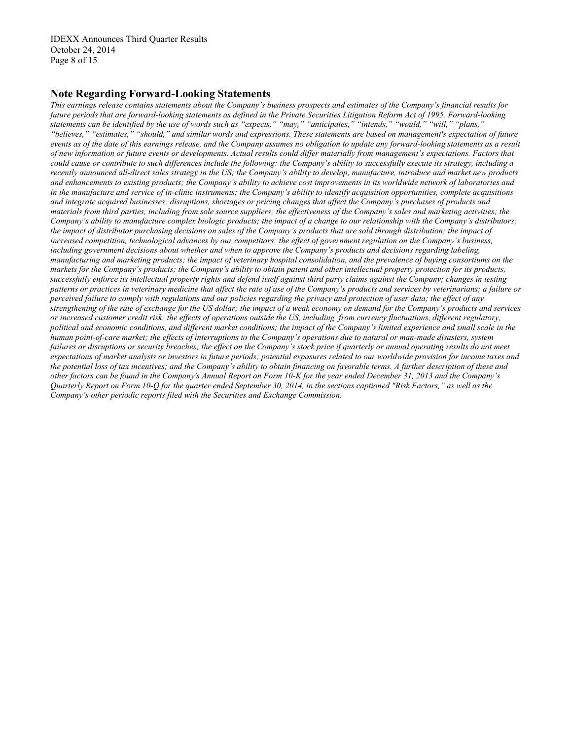## Note Regarding Forward-Looking Statements

*This earnings release contains statements about the Company's business prospects and estimates of the Company's financial results for future periods that are forward-looking statements as defined in the Private Securities Litigation Reform Act of 1995. Forward-looking statements can be identified by the use of words such as "expects," "may," "anticipates," "intends," "would," "will," "plans," "believes," "estimates," "should," and similar words and expressions. These statements are based on management's expectation of future events as of the date of this earnings release, and the Company assumes no obligation to update any forward-looking statements as a result of new information or future events or developments. Actual results could differ materially from management's expectations. Factors that could cause or contribute to such differences include the following: the Company's ability to successfully execute its strategy, including a recently announced all-direct sales strategy in the US; the Company's ability to develop, manufacture, introduce and market new products and enhancements to existing products; the Company's ability to achieve cost improvements in its worldwide network of laboratories and in the manufacture and service of in-clinic instruments; the Company's ability to identify acquisition opportunities, complete acquisitions and integrate acquired businesses; disruptions, shortages or pricing changes that affect the Company's purchases of products and materials from third parties, including from sole source suppliers; the effectiveness of the Company's sales and marketing activities; the Company's ability to manufacture complex biologic products; the impact of a change to our relationship with the Company's distributors; the impact of distributor purchasing decisions on sales of the Company's products that are sold through distribution; the impact of increased competition, technological advances by our competitors; the effect of government regulation on the Company's business, including government decisions about whether and when to approve the Company's products and decisions regarding labeling, manufacturing and marketing products; the impact of veterinary hospital consolidation, and the prevalence of buying consortiums on the markets for the Company's products; the Company's ability to obtain patent and other intellectual property protection for its products, successfully enforce its intellectual property rights and defend itself against third party claims against the Company; changes in testing patterns or practices in veterinary medicine that affect the rate of use of the Company's products and services by veterinarians; a failure or perceived failure to comply with regulations and our policies regarding the privacy and protection of user data; the effect of any strengthening of the rate of exchange for the US dollar; the impact of a weak economy on demand for the Company's products and services or increased customer credit risk; the effects of operations outside the US, including from currency fluctuations, different regulatory, political and economic conditions, and different market conditions; the impact of the Company's limited experience and small scale in the human point-of-care market; the effects of interruptions to the Company's operations due to natural or man-made disasters, system failures or disruptions or security breaches; the effect on the Company's stock price if quarterly or annual operating results do not meet expectations of market analysts or investors in future periods; potential exposures related to our worldwide provision for income taxes and the potential loss of tax incentives; and the Company's ability to obtain financing on favorable terms. A further description of these and other factors can be found in the Company's Annual Report on Form 10-K for the year ended December 31, 2013 and the Company's Quarterly Report on Form 10-Q for the quarter ended September 30, 2014, in the sections captioned "Risk Factors," as well as the Company's other periodic reports filed with the Securities and Exchange Commission.*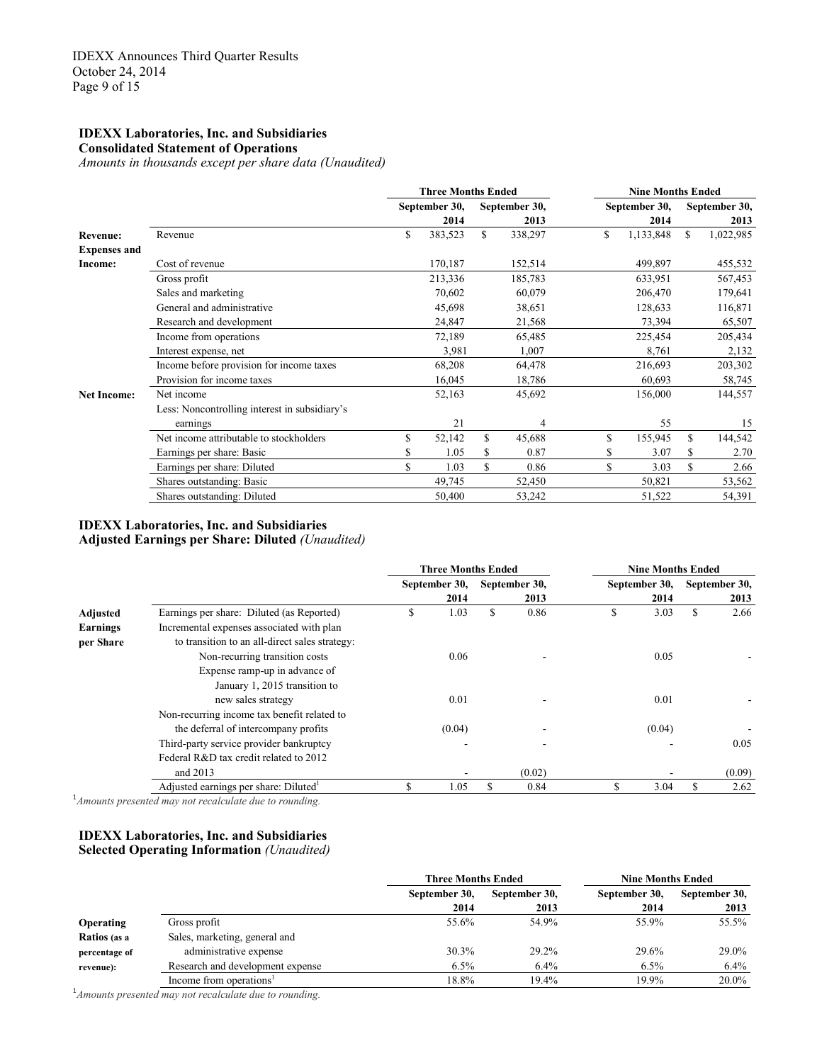### IDEXX Laboratories, Inc. and Subsidiaries
**Consolidated Statement of Operations**
*Amounts in thousands except per share data (Unaudited)*

| | | Three Months Ended | | Nine Months Ended | |
|---|---|---|---|---|---|
| | | September 30, 2014 | September 30, 2013 | September 30, 2014 | September 30, 2013 |
| **Revenue:** | Revenue | $ 383,523 | $ 338,297 | $ 1,133,848 | $ 1,022,985 |
| **Expenses and Income:** | Cost of revenue | 170,187 | 152,514 | 499,897 | 455,532 |
| | Gross profit | 213,336 | 185,783 | 633,951 | 567,453 |
| | Sales and marketing | 70,602 | 60,079 | 206,470 | 179,641 |
| | General and administrative | 45,698 | 38,651 | 128,633 | 116,871 |
| | Research and development | 24,847 | 21,568 | 73,394 | 65,507 |
| | Income from operations | 72,189 | 65,485 | 225,454 | 205,434 |
| | Interest expense, net | 3,981 | 1,007 | 8,761 | 2,132 |
| | Income before provision for income taxes | 68,208 | 64,478 | 216,693 | 203,302 |
| | Provision for income taxes | 16,045 | 18,786 | 60,693 | 58,745 |
| **Net Income:** | Net income | 52,163 | 45,692 | 156,000 | 144,557 |
| | Less: Noncontrolling interest in subsidiary's earnings | 21 | 4 | 55 | 15 |
| | Net income attributable to stockholders | $ 52,142 | $ 45,688 | $ 155,945 | $ 144,542 |
| | Earnings per share: Basic | $ 1.05 | $ 0.87 | $ 3.07 | $ 2.70 |
| | Earnings per share: Diluted | $ 1.03 | $ 0.86 | $ 3.03 | $ 2.66 |
| | Shares outstanding: Basic | 49,745 | 52,450 | 50,821 | 53,562 |
| | Shares outstanding: Diluted | 50,400 | 53,242 | 51,522 | 54,391 |

### IDEXX Laboratories, Inc. and Subsidiaries
**Adjusted Earnings per Share: Diluted** *(Unaudited)*

| | | Three Months Ended | | Nine Months Ended | |
|---|---|---|---|---|---|
| | | September 30, 2014 | September 30, 2013 | September 30, 2014 | September 30, 2013 |
| **Adjusted Earnings per Share** | Earnings per share: Diluted (as Reported) | $ 1.03 | $ 0.86 | $ 3.03 | $ 2.66 |
| | Incremental expenses associated with plan to transition to an all-direct sales strategy: | | | | |
| | Non-recurring transition costs | 0.06 | - | 0.05 | - |
| | Expense ramp-up in advance of January 1, 2015 transition to new sales strategy | 0.01 | - | 0.01 | - |
| | Non-recurring income tax benefit related to the deferral of intercompany profits | (0.04) | - | (0.04) | - |
| | Third-party service provider bankruptcy | - | - | - | 0.05 |
| | Federal R&D tax credit related to 2012 and 2013 | - | (0.02) | - | (0.09) |
| | Adjusted earnings per share: Diluted[1] | $ 1.05 | $ 0.84 | $ 3.04 | $ 2.62 |

[1]*Amounts presented may not recalculate due to rounding.*

### IDEXX Laboratories, Inc. and Subsidiaries
**Selected Operating Information** *(Unaudited)*

| | | Three Months Ended | | Nine Months Ended | |
|---|---|---|---|---|---|
| | | September 30, 2014 | September 30, 2013 | September 30, 2014 | September 30, 2013 |
| **Operating Ratios** (as a percentage of revenue): | Gross profit | 55.6% | 54.9% | 55.9% | 55.5% |
| | Sales, marketing, general and administrative expense | 30.3% | 29.2% | 29.6% | 29.0% |
| | Research and development expense | 6.5% | 6.4% | 6.5% | 6.4% |
| | Income from operations[1] | 18.8% | 19.4% | 19.9% | 20.0% |

[1]*Amounts presented may not recalculate due to rounding.*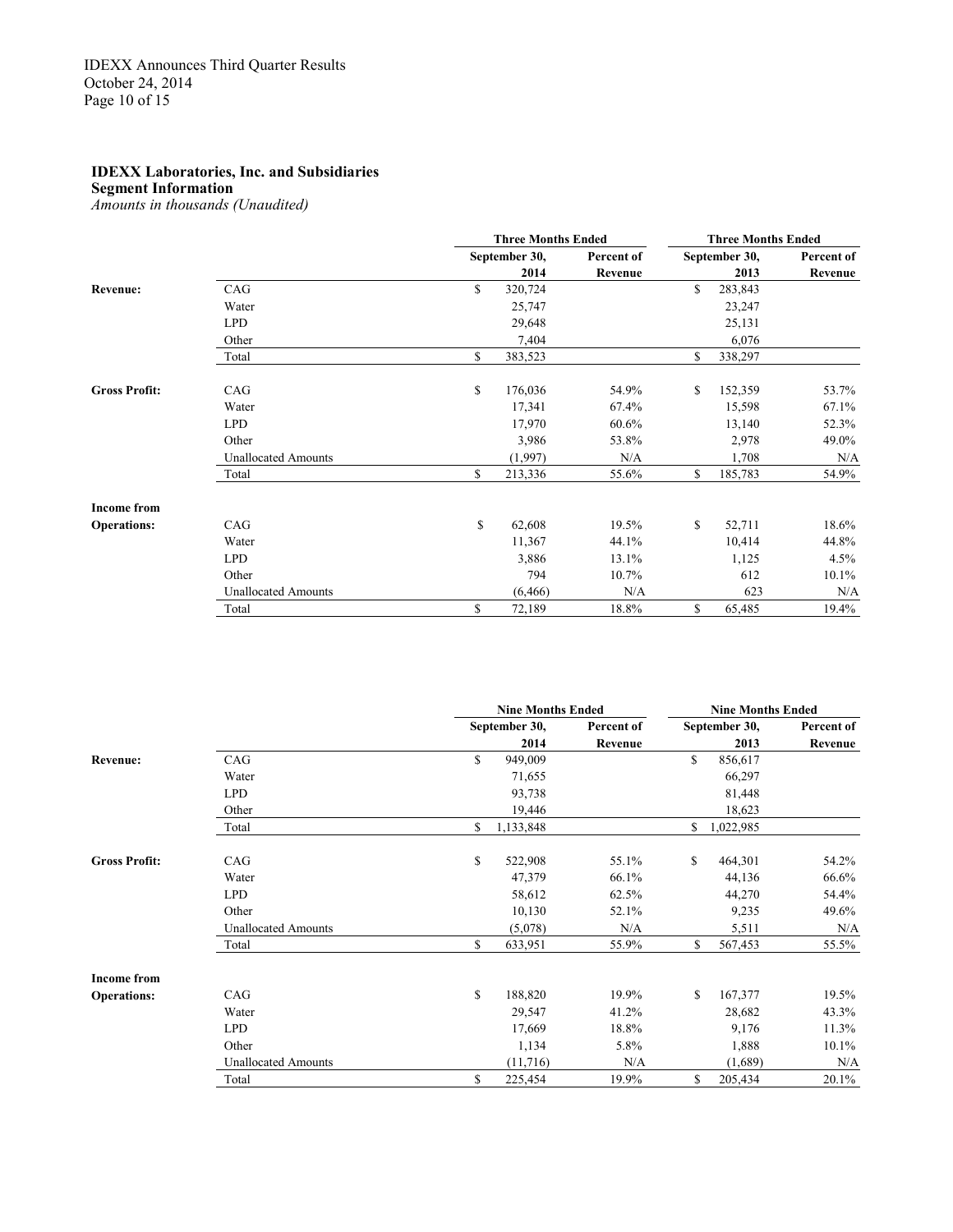**IDEXX Laboratories, Inc. and Subsidiaries**
**Segment Information**
*Amounts in thousands (Unaudited)*

| | | Three Months Ended | | Three Months Ended | |
|---|---|---|---|---|---|
| | | September 30, 2014 | Percent of Revenue | September 30, 2013 | Percent of Revenue |
| **Revenue:** | CAG | $ 320,724 | | $ 283,843 | |
| | Water | 25,747 | | 23,247 | |
| | LPD | 29,648 | | 25,131 | |
| | Other | 7,404 | | 6,076 | |
| | Total | $ 383,523 | | $ 338,297 | |
| **Gross Profit:** | CAG | $ 176,036 | 54.9% | $ 152,359 | 53.7% |
| | Water | 17,341 | 67.4% | 15,598 | 67.1% |
| | LPD | 17,970 | 60.6% | 13,140 | 52.3% |
| | Other | 3,986 | 53.8% | 2,978 | 49.0% |
| | Unallocated Amounts | (1,997) | N/A | 1,708 | N/A |
| | Total | $ 213,336 | 55.6% | $ 185,783 | 54.9% |
| **Income from Operations:** | CAG | $ 62,608 | 19.5% | $ 52,711 | 18.6% |
| | Water | 11,367 | 44.1% | 10,414 | 44.8% |
| | LPD | 3,886 | 13.1% | 1,125 | 4.5% |
| | Other | 794 | 10.7% | 612 | 10.1% |
| | Unallocated Amounts | (6,466) | N/A | 623 | N/A |
| | Total | $ 72,189 | 18.8% | $ 65,485 | 19.4% |

| | | Nine Months Ended | | Nine Months Ended | |
|---|---|---|---|---|---|
| | | September 30, 2014 | Percent of Revenue | September 30, 2013 | Percent of Revenue |
| **Revenue:** | CAG | $ 949,009 | | $ 856,617 | |
| | Water | 71,655 | | 66,297 | |
| | LPD | 93,738 | | 81,448 | |
| | Other | 19,446 | | 18,623 | |
| | Total | $ 1,133,848 | | $ 1,022,985 | |
| **Gross Profit:** | CAG | $ 522,908 | 55.1% | $ 464,301 | 54.2% |
| | Water | 47,379 | 66.1% | 44,136 | 66.6% |
| | LPD | 58,612 | 62.5% | 44,270 | 54.4% |
| | Other | 10,130 | 52.1% | 9,235 | 49.6% |
| | Unallocated Amounts | (5,078) | N/A | 5,511 | N/A |
| | Total | $ 633,951 | 55.9% | $ 567,453 | 55.5% |
| **Income from Operations:** | CAG | $ 188,820 | 19.9% | $ 167,377 | 19.5% |
| | Water | 29,547 | 41.2% | 28,682 | 43.3% |
| | LPD | 17,669 | 18.8% | 9,176 | 11.3% |
| | Other | 1,134 | 5.8% | 1,888 | 10.1% |
| | Unallocated Amounts | (11,716) | N/A | (1,689) | N/A |
| | Total | $ 225,454 | 19.9% | $ 205,434 | 20.1% |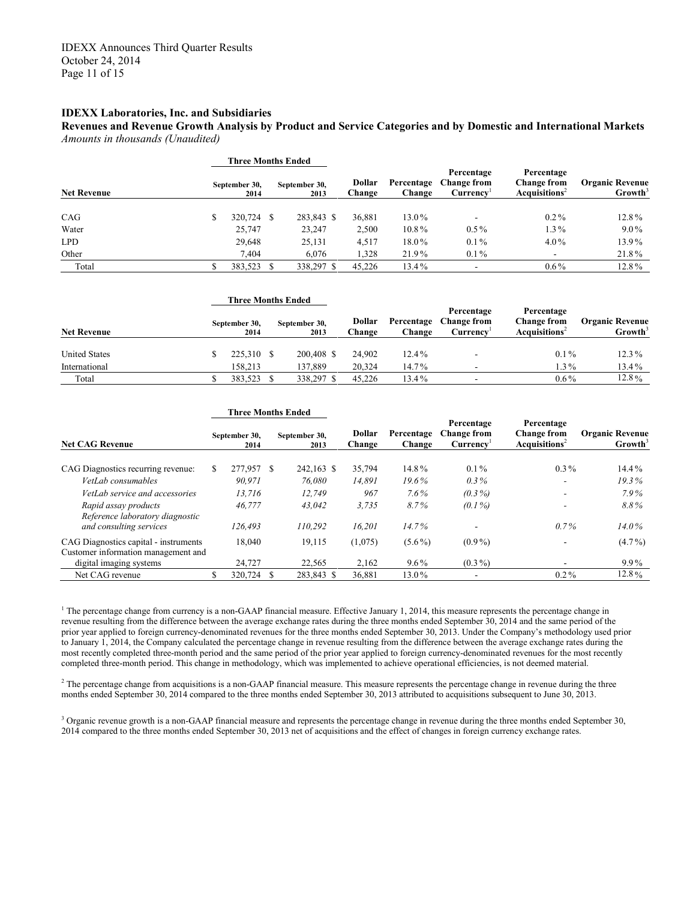**IDEXX Laboratories, Inc. and Subsidiaries**

**Revenues and Revenue Growth Analysis by Product and Service Categories and by Domestic and International Markets**

*Amounts in thousands (Unaudited)*

| Net Revenue | Three Months Ended September 30, 2014 | Three Months Ended September 30, 2013 | Dollar Change | Percentage Change | Percentage Change from Currency[1] | Percentage Change from Acquisitions[2] | Organic Revenue Growth[3] |
|---|---|---|---|---|---|---|---|
| CAG | $ 320,724 | $ 283,843 | $ 36,881 | 13.0% | - | 0.2% | 12.8% |
| Water | 25,747 | 23,247 | 2,500 | 10.8% | 0.5% | 1.3% | 9.0% |
| LPD | 29,648 | 25,131 | 4,517 | 18.0% | 0.1% | 4.0% | 13.9% |
| Other | 7,404 | 6,076 | 1,328 | 21.9% | 0.1% | - | 21.8% |
| Total | $ 383,523 | $ 338,297 | $ 45,226 | 13.4% | - | 0.6% | 12.8% |

| Net Revenue | Three Months Ended September 30, 2014 | Three Months Ended September 30, 2013 | Dollar Change | Percentage Change | Percentage Change from Currency[1] | Percentage Change from Acquisitions[2] | Organic Revenue Growth[3] |
|---|---|---|---|---|---|---|---|
| United States | $ 225,310 | $ 200,408 | $ 24,902 | 12.4% | - | 0.1% | 12.3% |
| International | 158,213 | 137,889 | 20,324 | 14.7% | - | 1.3% | 13.4% |
| Total | $ 383,523 | $ 338,297 | $ 45,226 | 13.4% | - | 0.6% | 12.8% |

| Net CAG Revenue | Three Months Ended September 30, 2014 | Three Months Ended September 30, 2013 | Dollar Change | Percentage Change | Percentage Change from Currency[1] | Percentage Change from Acquisitions[2] | Organic Revenue Growth[3] |
|---|---|---|---|---|---|---|---|
| CAG Diagnostics recurring revenue: | $ 277,957 | $ 242,163 | $ 35,794 | 14.8% | 0.1% | 0.3% | 14.4% |
| *VetLab consumables* | *90,971* | *76,080* | *14,891* | *19.6%* | *0.3%* | - | *19.3%* |
| *VetLab service and accessories* | *13,716* | *12,749* | *967* | *7.6%* | *(0.3%)* | - | *7.9%* |
| *Rapid assay products* | *46,777* | *43,042* | *3,735* | *8.7%* | *(0.1%)* | - | *8.8%* |
| *Reference laboratory diagnostic and consulting services* | *126,493* | *110,292* | *16,201* | *14.7%* | - | *0.7%* | *14.0%* |
| CAG Diagnostics capital - instruments | 18,040 | 19,115 | (1,075) | (5.6%) | (0.9%) | - | (4.7%) |
| Customer information management and digital imaging systems | 24,727 | 22,565 | 2,162 | 9.6% | (0.3%) | - | 9.9% |
| Net CAG revenue | $ 320,724 | $ 283,843 | $ 36,881 | 13.0% | - | 0.2% | 12.8% |

[1] The percentage change from currency is a non-GAAP financial measure. Effective January 1, 2014, this measure represents the percentage change in revenue resulting from the difference between the average exchange rates during the three months ended September 30, 2014 and the same period of the prior year applied to foreign currency-denominated revenues for the three months ended September 30, 2013. Under the Company's methodology used prior to January 1, 2014, the Company calculated the percentage change in revenue resulting from the difference between the average exchange rates during the most recently completed three-month period and the same period of the prior year applied to foreign currency-denominated revenues for the most recently completed three-month period. This change in methodology, which was implemented to achieve operational efficiencies, is not deemed material.

[2] The percentage change from acquisitions is a non-GAAP financial measure. This measure represents the percentage change in revenue during the three months ended September 30, 2014 compared to the three months ended September 30, 2013 attributed to acquisitions subsequent to June 30, 2013.

[3] Organic revenue growth is a non-GAAP financial measure and represents the percentage change in revenue during the three months ended September 30, 2014 compared to the three months ended September 30, 2013 net of acquisitions and the effect of changes in foreign currency exchange rates.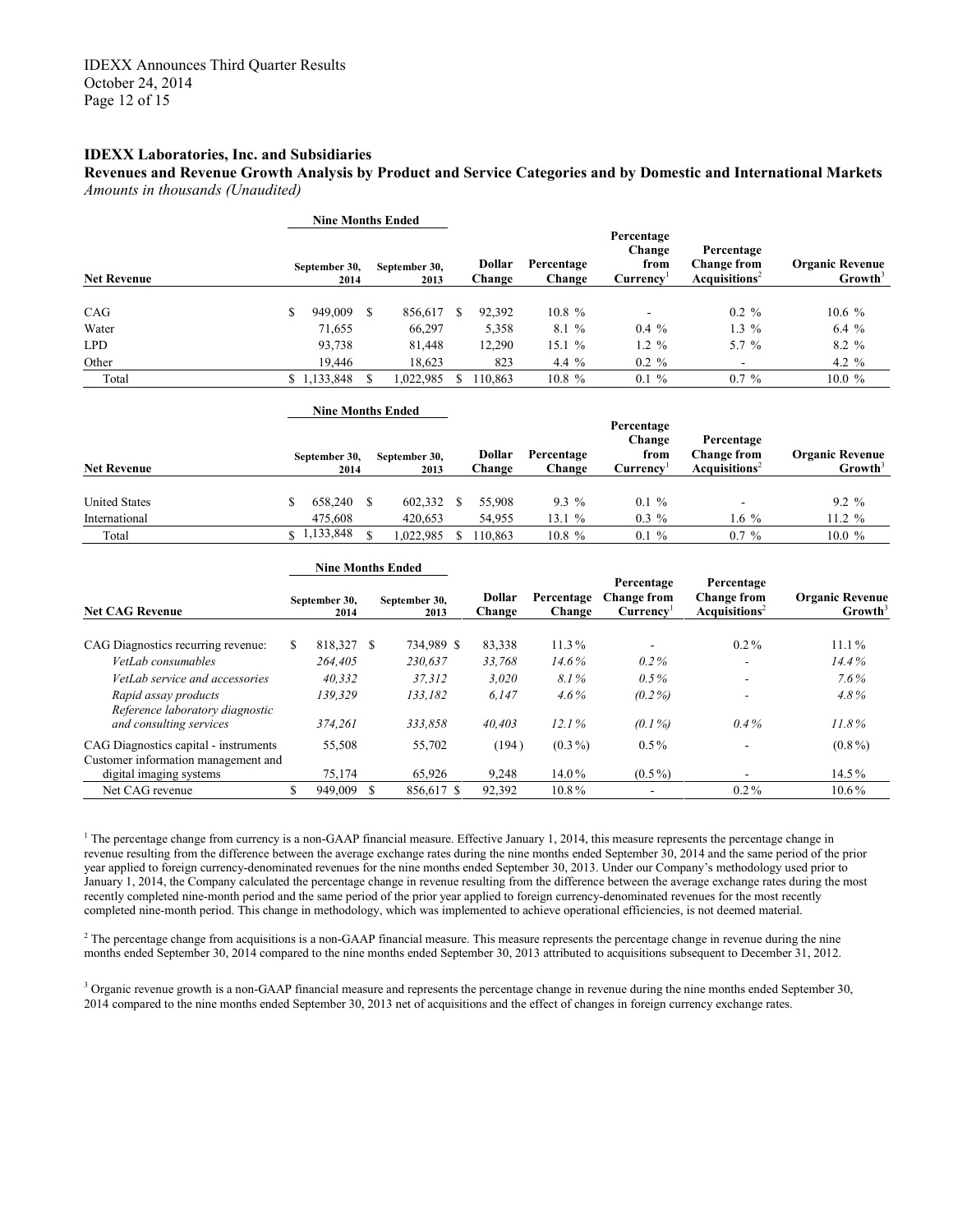**IDEXX Laboratories, Inc. and Subsidiaries**

**Revenues and Revenue Growth Analysis by Product and Service Categories and by Domestic and International Markets**

*Amounts in thousands (Unaudited)*

| | Nine Months Ended | | | | | | |
|---|---|---|---|---|---|---|---|
| **Net Revenue** | **September 30, 2014** | **September 30, 2013** | **Dollar Change** | **Percentage Change** | **Percentage Change from Currency**[1] | **Percentage Change from Acquisitions**[2] | **Organic Revenue Growth**[3] |
| CAG | $ 949,009 | $ 856,617 | $ 92,392 | 10.8 % | - | 0.2 % | 10.6 % |
| Water | 71,655 | 66,297 | 5,358 | 8.1 % | 0.4 % | 1.3 % | 6.4 % |
| LPD | 93,738 | 81,448 | 12,290 | 15.1 % | 1.2 % | 5.7 % | 8.2 % |
| Other | 19,446 | 18,623 | 823 | 4.4 % | 0.2 % | - | 4.2 % |
| Total | $ 1,133,848 | $ 1,022,985 | $ 110,863 | 10.8 % | 0.1 % | 0.7 % | 10.0 % |

| | Nine Months Ended | | | | | | |
|---|---|---|---|---|---|---|---|
| **Net Revenue** | **September 30, 2014** | **September 30, 2013** | **Dollar Change** | **Percentage Change** | **Percentage Change from Currency**[1] | **Percentage Change from Acquisitions**[2] | **Organic Revenue Growth**[3] |
| United States | $ 658,240 | $ 602,332 | $ 55,908 | 9.3 % | 0.1 % | - | 9.2 % |
| International | 475,608 | 420,653 | 54,955 | 13.1 % | 0.3 % | 1.6 % | 11.2 % |
| Total | $ 1,133,848 | $ 1,022,985 | $ 110,863 | 10.8 % | 0.1 % | 0.7 % | 10.0 % |

| | Nine Months Ended | | | | | | |
|---|---|---|---|---|---|---|---|
| **Net CAG Revenue** | **September 30, 2014** | **September 30, 2013** | **Dollar Change** | **Percentage Change** | **Percentage Change from Currency**[1] | **Percentage Change from Acquisitions**[2] | **Organic Revenue Growth**[3] |
| CAG Diagnostics recurring revenue: | $ 818,327 | $ 734,989 | $ 83,338 | 11.3% | - | 0.2% | 11.1% |
| *VetLab consumables* | *264,405* | *230,637* | *33,768* | *14.6%* | *0.2%* | - | *14.4%* |
| *VetLab service and accessories* | *40,332* | *37,312* | *3,020* | *8.1%* | *0.5%* | - | *7.6%* |
| *Rapid assay products* | *139,329* | *133,182* | *6,147* | *4.6%* | *(0.2%)* | - | *4.8%* |
| *Reference laboratory diagnostic and consulting services* | *374,261* | *333,858* | *40,403* | *12.1%* | *(0.1%)* | *0.4%* | *11.8%* |
| CAG Diagnostics capital - instruments | 55,508 | 55,702 | (194) | (0.3%) | 0.5% | - | (0.8%) |
| Customer information management and digital imaging systems | 75,174 | 65,926 | 9,248 | 14.0% | (0.5%) | - | 14.5% |
| Net CAG revenue | $ 949,009 | $ 856,617 | $ 92,392 | 10.8% | - | 0.2% | 10.6% |

[1] The percentage change from currency is a non-GAAP financial measure. Effective January 1, 2014, this measure represents the percentage change in revenue resulting from the difference between the average exchange rates during the nine months ended September 30, 2014 and the same period of the prior year applied to foreign currency-denominated revenues for the nine months ended September 30, 2013. Under our Company's methodology used prior to January 1, 2014, the Company calculated the percentage change in revenue resulting from the difference between the average exchange rates during the most recently completed nine-month period and the same period of the prior year applied to foreign currency-denominated revenues for the most recently completed nine-month period. This change in methodology, which was implemented to achieve operational efficiencies, is not deemed material.

[2] The percentage change from acquisitions is a non-GAAP financial measure. This measure represents the percentage change in revenue during the nine months ended September 30, 2014 compared to the nine months ended September 30, 2013 attributed to acquisitions subsequent to December 31, 2012.

[3] Organic revenue growth is a non-GAAP financial measure and represents the percentage change in revenue during the nine months ended September 30, 2014 compared to the nine months ended September 30, 2013 net of acquisitions and the effect of changes in foreign currency exchange rates.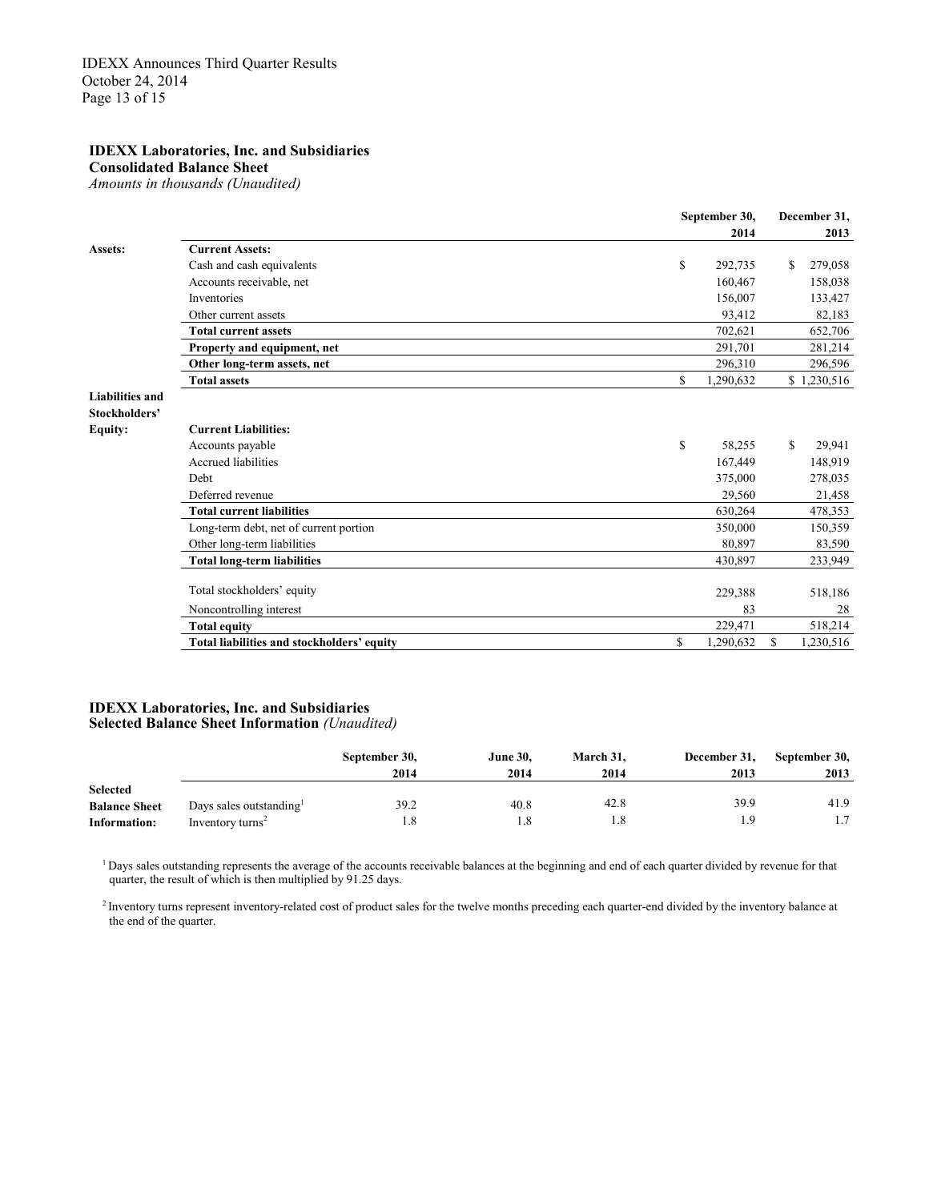**IDEXX Laboratories, Inc. and Subsidiaries**
**Consolidated Balance Sheet**
*Amounts in thousands (Unaudited)*

| | | September 30, 2014 | December 31, 2013 |
|---|---|---|---|
| **Assets:** | **Current Assets:** | | |
| | Cash and cash equivalents | $ 292,735 | $ 279,058 |
| | Accounts receivable, net | 160,467 | 158,038 |
| | Inventories | 156,007 | 133,427 |
| | Other current assets | 93,412 | 82,183 |
| | **Total current assets** | 702,621 | 652,706 |
| | **Property and equipment, net** | 291,701 | 281,214 |
| | **Other long-term assets, net** | 296,310 | 296,596 |
| | **Total assets** | $ 1,290,632 | $ 1,230,516 |
| **Liabilities and Stockholders' Equity:** | **Current Liabilities:** | | |
| | Accounts payable | $ 58,255 | $ 29,941 |
| | Accrued liabilities | 167,449 | 148,919 |
| | Debt | 375,000 | 278,035 |
| | Deferred revenue | 29,560 | 21,458 |
| | **Total current liabilities** | 630,264 | 478,353 |
| | Long-term debt, net of current portion | 350,000 | 150,359 |
| | Other long-term liabilities | 80,897 | 83,590 |
| | **Total long-term liabilities** | 430,897 | 233,949 |
| | Total stockholders' equity | 229,388 | 518,186 |
| | Noncontrolling interest | 83 | 28 |
| | **Total equity** | 229,471 | 518,214 |
| | **Total liabilities and stockholders' equity** | $ 1,290,632 | $ 1,230,516 |

**IDEXX Laboratories, Inc. and Subsidiaries**
**Selected Balance Sheet Information** *(Unaudited)*

| | | September 30, 2014 | June 30, 2014 | March 31, 2014 | December 31, 2013 | September 30, 2013 |
|---|---|---|---|---|---|---|
| **Selected Balance Sheet Information:** | Days sales outstanding[1] | 39.2 | 40.8 | 42.8 | 39.9 | 41.9 |
| | Inventory turns[2] | 1.8 | 1.8 | 1.8 | 1.9 | 1.7 |

[1] Days sales outstanding represents the average of the accounts receivable balances at the beginning and end of each quarter divided by revenue for that quarter, the result of which is then multiplied by 91.25 days.

[2] Inventory turns represent inventory-related cost of product sales for the twelve months preceding each quarter-end divided by the inventory balance at the end of the quarter.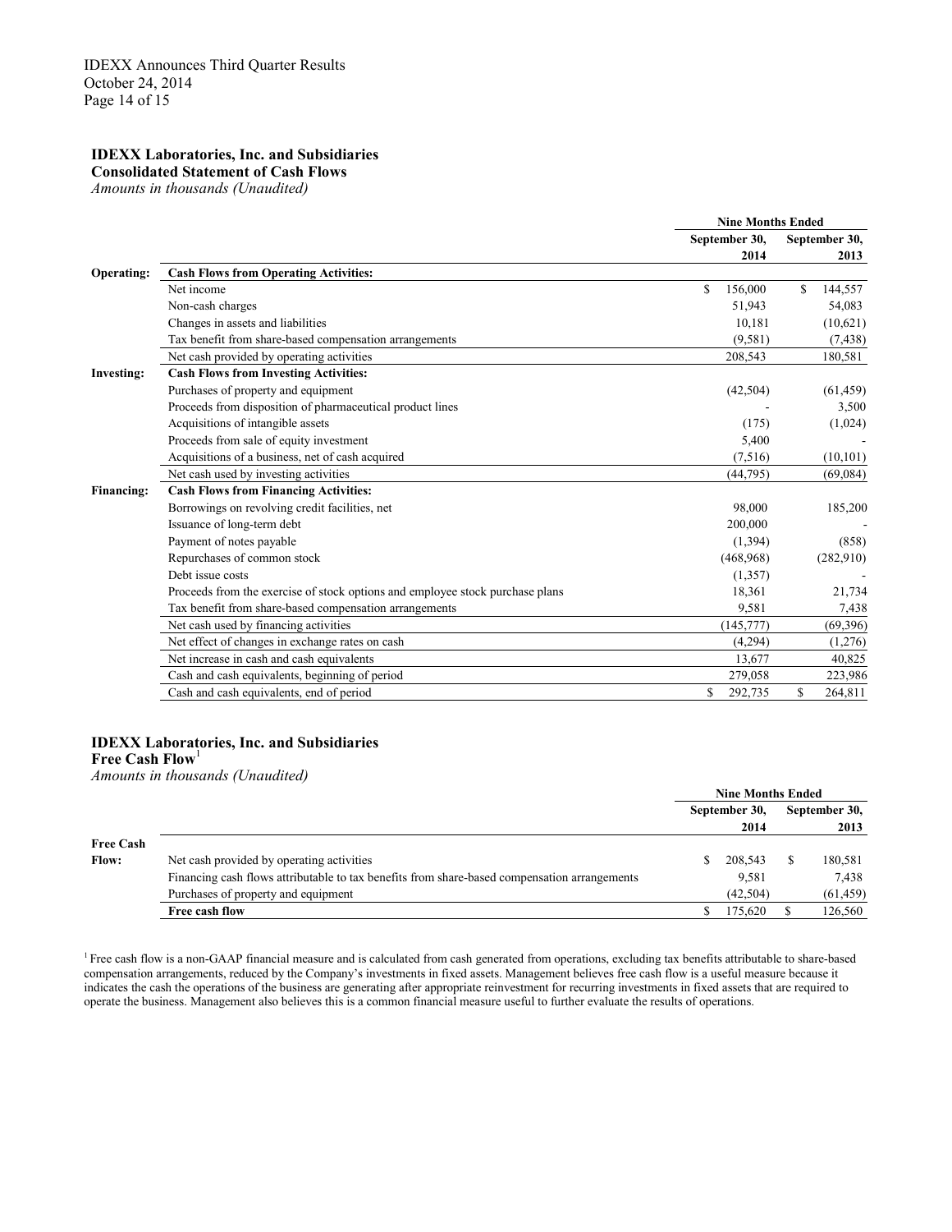## IDEXX Laboratories, Inc. and Subsidiaries

**Consolidated Statement of Cash Flows**

*Amounts in thousands (Unaudited)*

| | | Nine Months Ended | |
|---|---|---|---|
| | | September 30, 2014 | September 30, 2013 |
| **Operating:** | **Cash Flows from Operating Activities:** | | |
| | Net income | $ 156,000 | $ 144,557 |
| | Non-cash charges | 51,943 | 54,083 |
| | Changes in assets and liabilities | 10,181 | (10,621) |
| | Tax benefit from share-based compensation arrangements | (9,581) | (7,438) |
| | Net cash provided by operating activities | 208,543 | 180,581 |
| **Investing:** | **Cash Flows from Investing Activities:** | | |
| | Purchases of property and equipment | (42,504) | (61,459) |
| | Proceeds from disposition of pharmaceutical product lines | - | 3,500 |
| | Acquisitions of intangible assets | (175) | (1,024) |
| | Proceeds from sale of equity investment | 5,400 | - |
| | Acquisitions of a business, net of cash acquired | (7,516) | (10,101) |
| | Net cash used by investing activities | (44,795) | (69,084) |
| **Financing:** | **Cash Flows from Financing Activities:** | | |
| | Borrowings on revolving credit facilities, net | 98,000 | 185,200 |
| | Issuance of long-term debt | 200,000 | - |
| | Payment of notes payable | (1,394) | (858) |
| | Repurchases of common stock | (468,968) | (282,910) |
| | Debt issue costs | (1,357) | - |
| | Proceeds from the exercise of stock options and employee stock purchase plans | 18,361 | 21,734 |
| | Tax benefit from share-based compensation arrangements | 9,581 | 7,438 |
| | Net cash used by financing activities | (145,777) | (69,396) |
| | Net effect of changes in exchange rates on cash | (4,294) | (1,276) |
| | Net increase in cash and cash equivalents | 13,677 | 40,825 |
| | Cash and cash equivalents, beginning of period | 279,058 | 223,986 |
| | Cash and cash equivalents, end of period | $ 292,735 | $ 264,811 |

## IDEXX Laboratories, Inc. and Subsidiaries

**Free Cash Flow**[1]

*Amounts in thousands (Unaudited)*

| | | Nine Months Ended | |
|---|---|---|---|
| | | September 30, 2014 | September 30, 2013 |
| **Free Cash Flow:** | Net cash provided by operating activities | $ 208,543 | $ 180,581 |
| | Financing cash flows attributable to tax benefits from share-based compensation arrangements | 9,581 | 7,438 |
| | Purchases of property and equipment | (42,504) | (61,459) |
| | **Free cash flow** | $ 175,620 | $ 126,560 |

[1] Free cash flow is a non-GAAP financial measure and is calculated from cash generated from operations, excluding tax benefits attributable to share-based compensation arrangements, reduced by the Company's investments in fixed assets. Management believes free cash flow is a useful measure because it indicates the cash the operations of the business are generating after appropriate reinvestment for recurring investments in fixed assets that are required to operate the business. Management also believes this is a common financial measure useful to further evaluate the results of operations.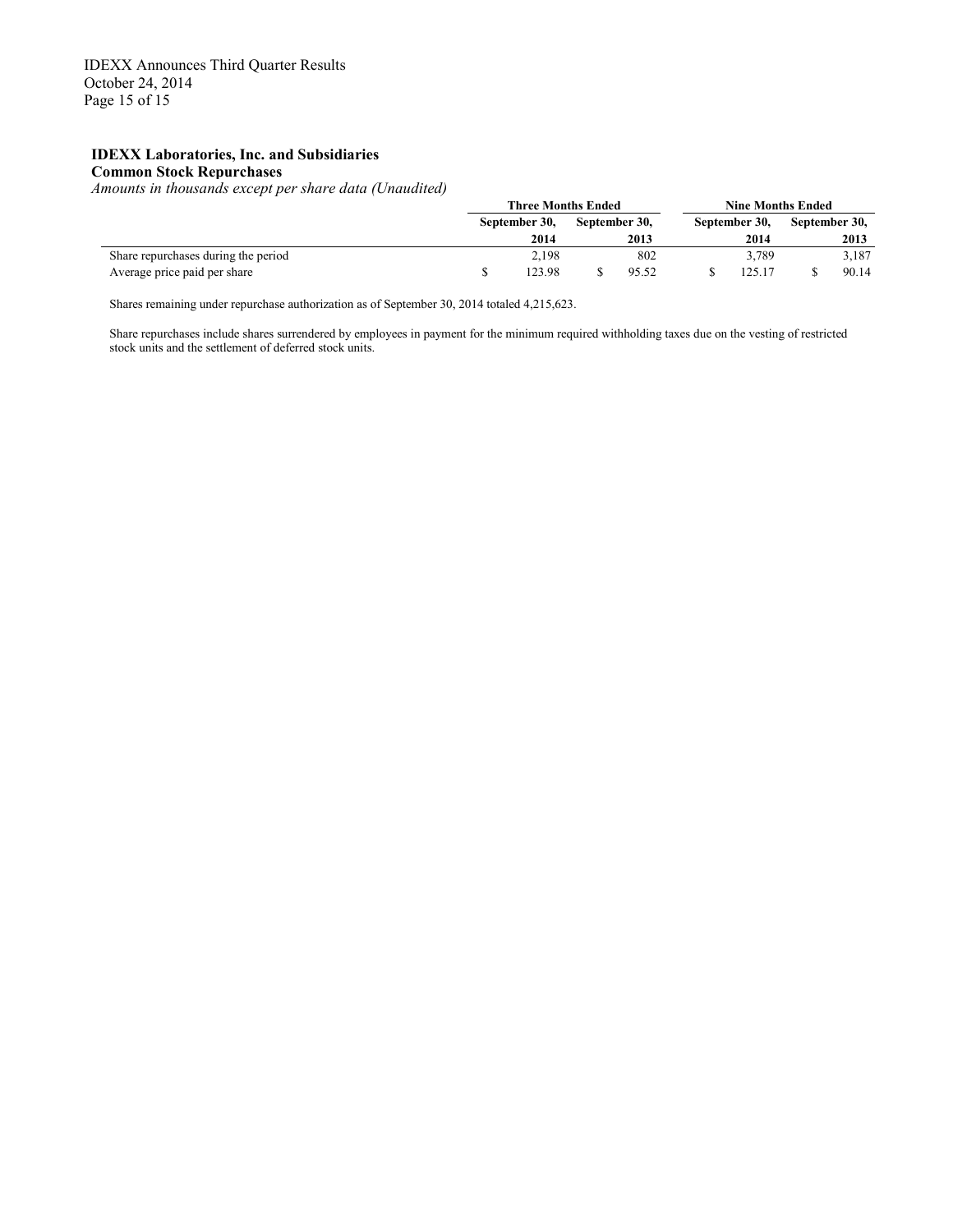**IDEXX Laboratories, Inc. and Subsidiaries**
**Common Stock Repurchases**
*Amounts in thousands except per share data (Unaudited)*

| | Three Months Ended | | Nine Months Ended | |
|---|---|---|---|---|
| | September 30, 2014 | September 30, 2013 | September 30, 2014 | September 30, 2013 |
| Share repurchases during the period | 2,198 | 802 | 3,789 | 3,187 |
| Average price paid per share | $ 123.98 | $ 95.52 | $ 125.17 | $ 90.14 |

Shares remaining under repurchase authorization as of September 30, 2014 totaled 4,215,623.

Share repurchases include shares surrendered by employees in payment for the minimum required withholding taxes due on the vesting of restricted stock units and the settlement of deferred stock units.